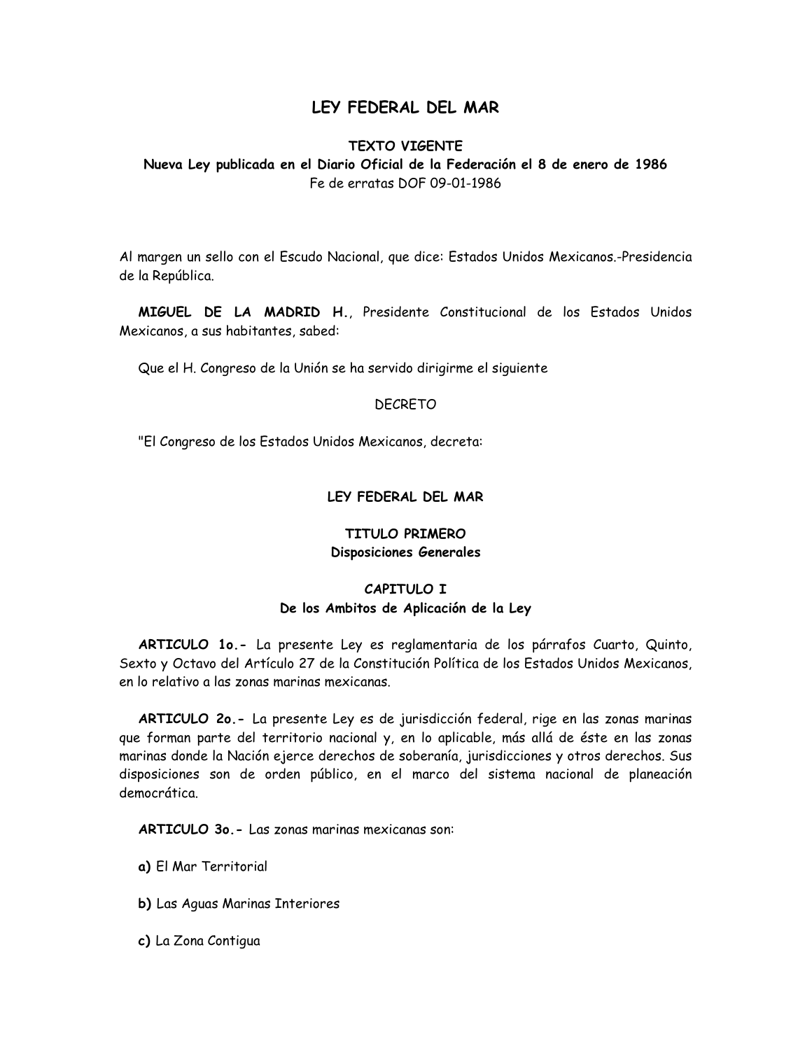# LEY FEDERAL DEL MAR

**TEXTO VIGENTE**
**Nueva Ley publicada en el Diario Oficial de la Federación el 8 de enero de 1986**
Fe de erratas DOF 09-01-1986

Al margen un sello con el Escudo Nacional, que dice: Estados Unidos Mexicanos.-Presidencia de la República.

**MIGUEL DE LA MADRID H.**, Presidente Constitucional de los Estados Unidos Mexicanos, a sus habitantes, sabed:

Que el H. Congreso de la Unión se ha servido dirigirme el siguiente

DECRETO

"El Congreso de los Estados Unidos Mexicanos, decreta:

## LEY FEDERAL DEL MAR

### TITULO PRIMERO
### Disposiciones Generales

#### CAPITULO I
#### De los Ambitos de Aplicación de la Ley

**ARTICULO 1o.-** La presente Ley es reglamentaria de los párrafos Cuarto, Quinto, Sexto y Octavo del Artículo 27 de la Constitución Política de los Estados Unidos Mexicanos, en lo relativo a las zonas marinas mexicanas.

**ARTICULO 2o.-** La presente Ley es de jurisdicción federal, rige en las zonas marinas que forman parte del territorio nacional y, en lo aplicable, más allá de éste en las zonas marinas donde la Nación ejerce derechos de soberanía, jurisdicciones y otros derechos. Sus disposiciones son de orden público, en el marco del sistema nacional de planeación democrática.

**ARTICULO 3o.-** Las zonas marinas mexicanas son:

**a)** El Mar Territorial

**b)** Las Aguas Marinas Interiores

**c)** La Zona Contigua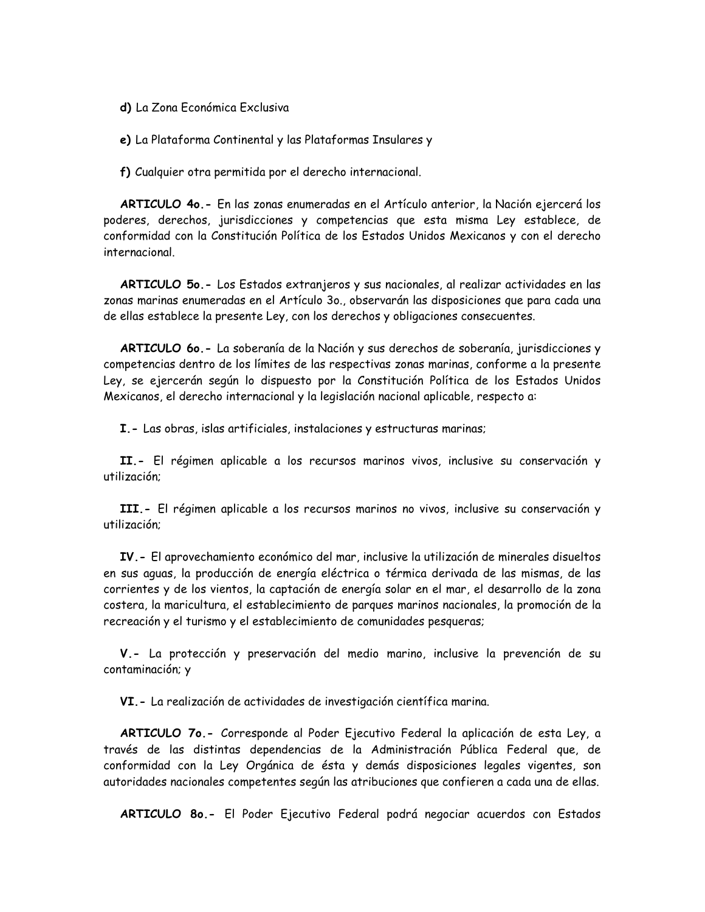**d)** La Zona Económica Exclusiva

**e)** La Plataforma Continental y las Plataformas Insulares y

**f)** Cualquier otra permitida por el derecho internacional.

**ARTICULO 4o.-** En las zonas enumeradas en el Artículo anterior, la Nación ejercerá los poderes, derechos, jurisdicciones y competencias que esta misma Ley establece, de conformidad con la Constitución Política de los Estados Unidos Mexicanos y con el derecho internacional.

**ARTICULO 5o.-** Los Estados extranjeros y sus nacionales, al realizar actividades en las zonas marinas enumeradas en el Artículo 3o., observarán las disposiciones que para cada una de ellas establece la presente Ley, con los derechos y obligaciones consecuentes.

**ARTICULO 6o.-** La soberanía de la Nación y sus derechos de soberanía, jurisdicciones y competencias dentro de los límites de las respectivas zonas marinas, conforme a la presente Ley, se ejercerán según lo dispuesto por la Constitución Política de los Estados Unidos Mexicanos, el derecho internacional y la legislación nacional aplicable, respecto a:

**I.-** Las obras, islas artificiales, instalaciones y estructuras marinas;

**II.-** El régimen aplicable a los recursos marinos vivos, inclusive su conservación y utilización;

**III.-** El régimen aplicable a los recursos marinos no vivos, inclusive su conservación y utilización;

**IV.-** El aprovechamiento económico del mar, inclusive la utilización de minerales disueltos en sus aguas, la producción de energía eléctrica o térmica derivada de las mismas, de las corrientes y de los vientos, la captación de energía solar en el mar, el desarrollo de la zona costera, la maricultura, el establecimiento de parques marinos nacionales, la promoción de la recreación y el turismo y el establecimiento de comunidades pesqueras;

**V.-** La protección y preservación del medio marino, inclusive la prevención de su contaminación; y

**VI.-** La realización de actividades de investigación científica marina.

**ARTICULO 7o.-** Corresponde al Poder Ejecutivo Federal la aplicación de esta Ley, a través de las distintas dependencias de la Administración Pública Federal que, de conformidad con la Ley Orgánica de ésta y demás disposiciones legales vigentes, son autoridades nacionales competentes según las atribuciones que confieren a cada una de ellas.

**ARTICULO 8o.-** El Poder Ejecutivo Federal podrá negociar acuerdos con Estados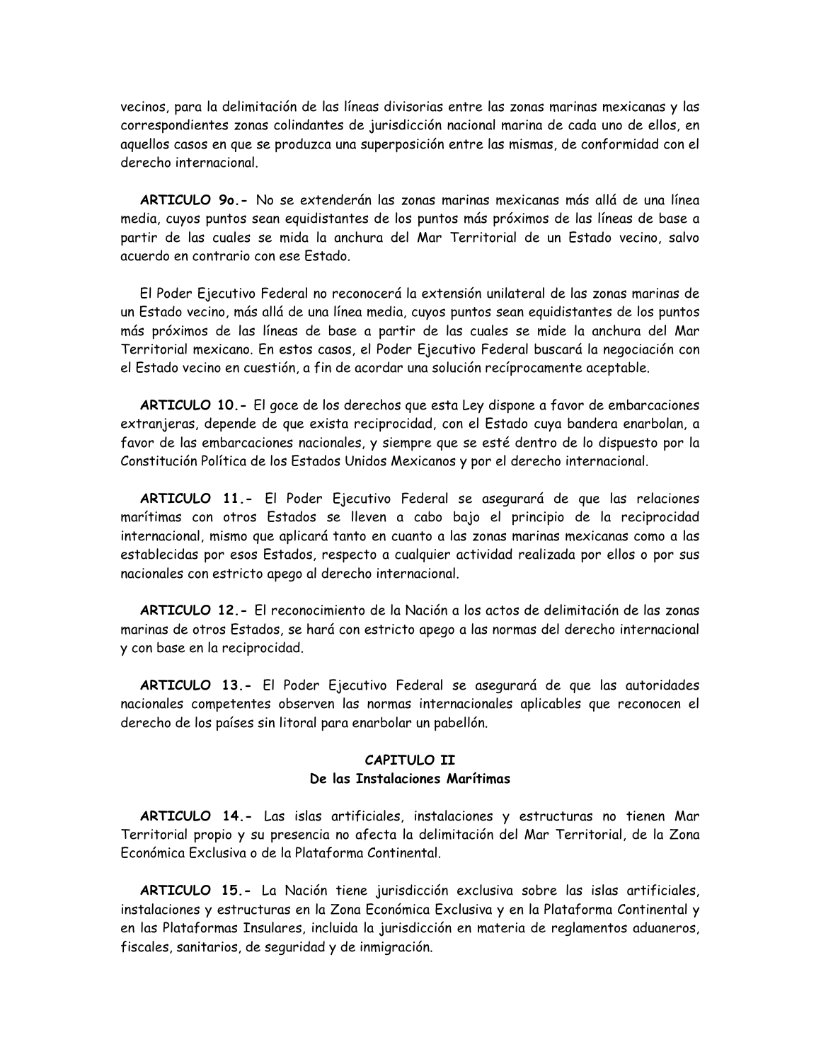vecinos, para la delimitación de las líneas divisorias entre las zonas marinas mexicanas y las correspondientes zonas colindantes de jurisdicción nacional marina de cada uno de ellos, en aquellos casos en que se produzca una superposición entre las mismas, de conformidad con el derecho internacional.

**ARTICULO 9o.-** No se extenderán las zonas marinas mexicanas más allá de una línea media, cuyos puntos sean equidistantes de los puntos más próximos de las líneas de base a partir de las cuales se mida la anchura del Mar Territorial de un Estado vecino, salvo acuerdo en contrario con ese Estado.

El Poder Ejecutivo Federal no reconocerá la extensión unilateral de las zonas marinas de un Estado vecino, más allá de una línea media, cuyos puntos sean equidistantes de los puntos más próximos de las líneas de base a partir de las cuales se mide la anchura del Mar Territorial mexicano. En estos casos, el Poder Ejecutivo Federal buscará la negociación con el Estado vecino en cuestión, a fin de acordar una solución recíprocamente aceptable.

**ARTICULO 10.-** El goce de los derechos que esta Ley dispone a favor de embarcaciones extranjeras, depende de que exista reciprocidad, con el Estado cuya bandera enarbolan, a favor de las embarcaciones nacionales, y siempre que se esté dentro de lo dispuesto por la Constitución Política de los Estados Unidos Mexicanos y por el derecho internacional.

**ARTICULO 11.-** El Poder Ejecutivo Federal se asegurará de que las relaciones marítimas con otros Estados se lleven a cabo bajo el principio de la reciprocidad internacional, mismo que aplicará tanto en cuanto a las zonas marinas mexicanas como a las establecidas por esos Estados, respecto a cualquier actividad realizada por ellos o por sus nacionales con estricto apego al derecho internacional.

**ARTICULO 12.-** El reconocimiento de la Nación a los actos de delimitación de las zonas marinas de otros Estados, se hará con estricto apego a las normas del derecho internacional y con base en la reciprocidad.

**ARTICULO 13.-** El Poder Ejecutivo Federal se asegurará de que las autoridades nacionales competentes observen las normas internacionales aplicables que reconocen el derecho de los países sin litoral para enarbolar un pabellón.

## CAPITULO II
## De las Instalaciones Marítimas

**ARTICULO 14.-** Las islas artificiales, instalaciones y estructuras no tienen Mar Territorial propio y su presencia no afecta la delimitación del Mar Territorial, de la Zona Económica Exclusiva o de la Plataforma Continental.

**ARTICULO 15.-** La Nación tiene jurisdicción exclusiva sobre las islas artificiales, instalaciones y estructuras en la Zona Económica Exclusiva y en la Plataforma Continental y en las Plataformas Insulares, incluida la jurisdicción en materia de reglamentos aduaneros, fiscales, sanitarios, de seguridad y de inmigración.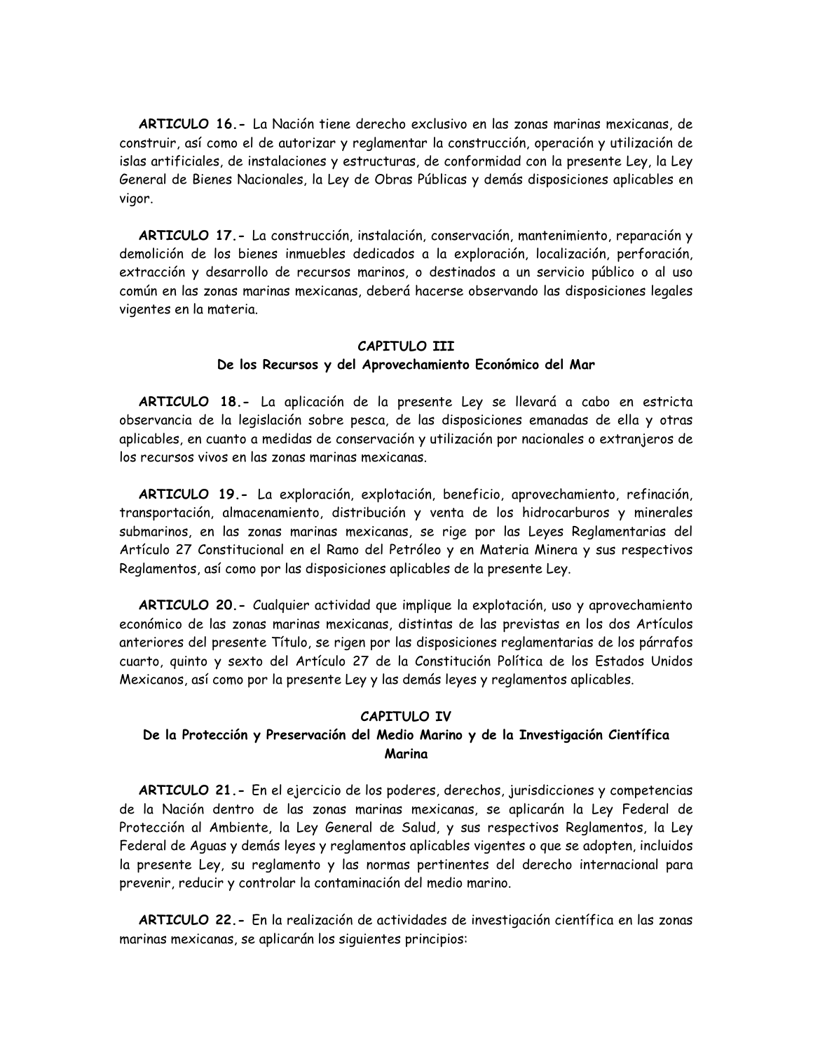**ARTICULO 16.-** La Nación tiene derecho exclusivo en las zonas marinas mexicanas, de construir, así como el de autorizar y reglamentar la construcción, operación y utilización de islas artificiales, de instalaciones y estructuras, de conformidad con la presente Ley, la Ley General de Bienes Nacionales, la Ley de Obras Públicas y demás disposiciones aplicables en vigor.

**ARTICULO 17.-** La construcción, instalación, conservación, mantenimiento, reparación y demolición de los bienes inmuebles dedicados a la exploración, localización, perforación, extracción y desarrollo de recursos marinos, o destinados a un servicio público o al uso común en las zonas marinas mexicanas, deberá hacerse observando las disposiciones legales vigentes en la materia.

## CAPITULO III
### De los Recursos y del Aprovechamiento Económico del Mar

**ARTICULO 18.-** La aplicación de la presente Ley se llevará a cabo en estricta observancia de la legislación sobre pesca, de las disposiciones emanadas de ella y otras aplicables, en cuanto a medidas de conservación y utilización por nacionales o extranjeros de los recursos vivos en las zonas marinas mexicanas.

**ARTICULO 19.-** La exploración, explotación, beneficio, aprovechamiento, refinación, transportación, almacenamiento, distribución y venta de los hidrocarburos y minerales submarinos, en las zonas marinas mexicanas, se rige por las Leyes Reglamentarias del Artículo 27 Constitucional en el Ramo del Petróleo y en Materia Minera y sus respectivos Reglamentos, así como por las disposiciones aplicables de la presente Ley.

**ARTICULO 20.-** Cualquier actividad que implique la explotación, uso y aprovechamiento económico de las zonas marinas mexicanas, distintas de las previstas en los dos Artículos anteriores del presente Título, se rigen por las disposiciones reglamentarias de los párrafos cuarto, quinto y sexto del Artículo 27 de la Constitución Política de los Estados Unidos Mexicanos, así como por la presente Ley y las demás leyes y reglamentos aplicables.

## CAPITULO IV
### De la Protección y Preservación del Medio Marino y de la Investigación Científica Marina

**ARTICULO 21.-** En el ejercicio de los poderes, derechos, jurisdicciones y competencias de la Nación dentro de las zonas marinas mexicanas, se aplicarán la Ley Federal de Protección al Ambiente, la Ley General de Salud, y sus respectivos Reglamentos, la Ley Federal de Aguas y demás leyes y reglamentos aplicables vigentes o que se adopten, incluidos la presente Ley, su reglamento y las normas pertinentes del derecho internacional para prevenir, reducir y controlar la contaminación del medio marino.

**ARTICULO 22.-** En la realización de actividades de investigación científica en las zonas marinas mexicanas, se aplicarán los siguientes principios: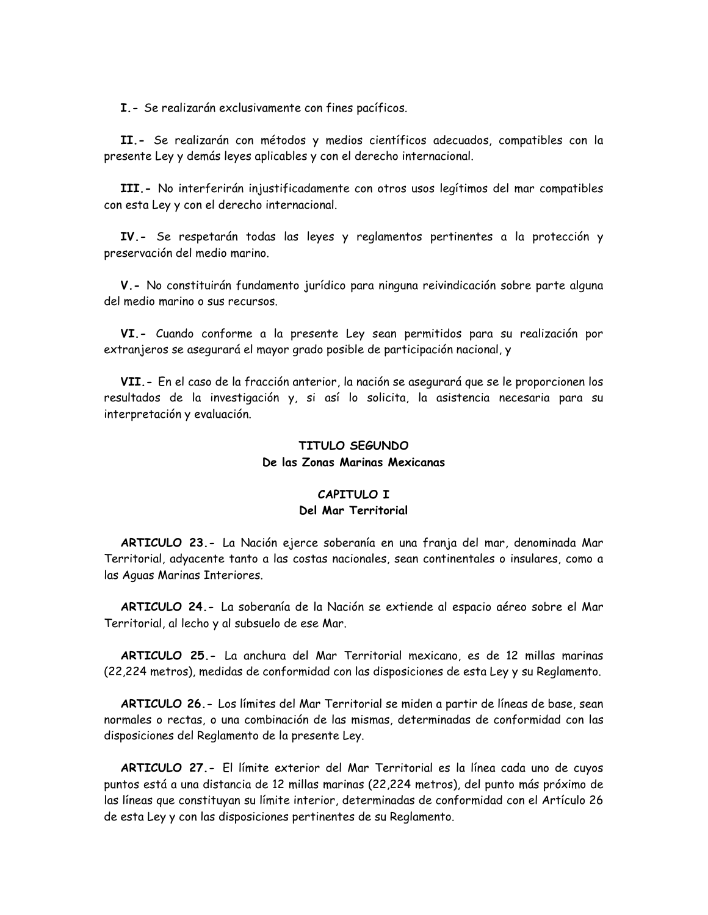**I.-** Se realizarán exclusivamente con fines pacíficos.

**II.-** Se realizarán con métodos y medios científicos adecuados, compatibles con la presente Ley y demás leyes aplicables y con el derecho internacional.

**III.-** No interferirán injustificadamente con otros usos legítimos del mar compatibles con esta Ley y con el derecho internacional.

**IV.-** Se respetarán todas las leyes y reglamentos pertinentes a la protección y preservación del medio marino.

**V.-** No constituirán fundamento jurídico para ninguna reivindicación sobre parte alguna del medio marino o sus recursos.

**VI.-** Cuando conforme a la presente Ley sean permitidos para su realización por extranjeros se asegurará el mayor grado posible de participación nacional, y

**VII.-** En el caso de la fracción anterior, la nación se asegurará que se le proporcionen los resultados de la investigación y, si así lo solicita, la asistencia necesaria para su interpretación y evaluación.

## TITULO SEGUNDO
## De las Zonas Marinas Mexicanas

### CAPITULO I
### Del Mar Territorial

**ARTICULO 23.-** La Nación ejerce soberanía en una franja del mar, denominada Mar Territorial, adyacente tanto a las costas nacionales, sean continentales o insulares, como a las Aguas Marinas Interiores.

**ARTICULO 24.-** La soberanía de la Nación se extiende al espacio aéreo sobre el Mar Territorial, al lecho y al subsuelo de ese Mar.

**ARTICULO 25.-** La anchura del Mar Territorial mexicano, es de 12 millas marinas (22,224 metros), medidas de conformidad con las disposiciones de esta Ley y su Reglamento.

**ARTICULO 26.-** Los límites del Mar Territorial se miden a partir de líneas de base, sean normales o rectas, o una combinación de las mismas, determinadas de conformidad con las disposiciones del Reglamento de la presente Ley.

**ARTICULO 27.-** El límite exterior del Mar Territorial es la línea cada uno de cuyos puntos está a una distancia de 12 millas marinas (22,224 metros), del punto más próximo de las líneas que constituyan su límite interior, determinadas de conformidad con el Artículo 26 de esta Ley y con las disposiciones pertinentes de su Reglamento.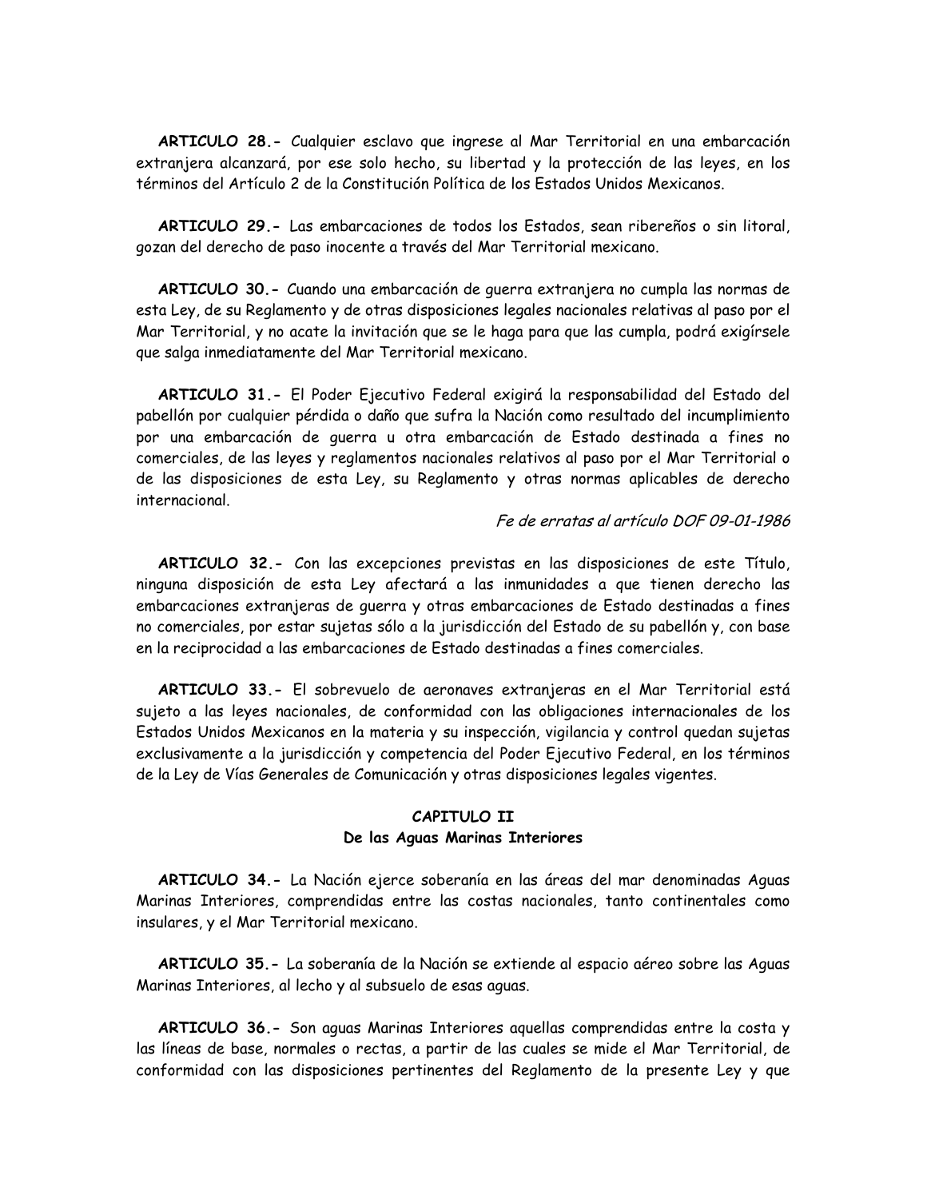**ARTICULO 28.-** Cualquier esclavo que ingrese al Mar Territorial en una embarcación extranjera alcanzará, por ese solo hecho, su libertad y la protección de las leyes, en los términos del Artículo 2 de la Constitución Política de los Estados Unidos Mexicanos.

**ARTICULO 29.-** Las embarcaciones de todos los Estados, sean ribereños o sin litoral, gozan del derecho de paso inocente a través del Mar Territorial mexicano.

**ARTICULO 30.-** Cuando una embarcación de guerra extranjera no cumpla las normas de esta Ley, de su Reglamento y de otras disposiciones legales nacionales relativas al paso por el Mar Territorial, y no acate la invitación que se le haga para que las cumpla, podrá exigírsele que salga inmediatamente del Mar Territorial mexicano.

**ARTICULO 31.-** El Poder Ejecutivo Federal exigirá la responsabilidad del Estado del pabellón por cualquier pérdida o daño que sufra la Nación como resultado del incumplimiento por una embarcación de guerra u otra embarcación de Estado destinada a fines no comerciales, de las leyes y reglamentos nacionales relativos al paso por el Mar Territorial o de las disposiciones de esta Ley, su Reglamento y otras normas aplicables de derecho internacional.

*Fe de erratas al artículo DOF 09-01-1986*

**ARTICULO 32.-** Con las excepciones previstas en las disposiciones de este Título, ninguna disposición de esta Ley afectará a las inmunidades a que tienen derecho las embarcaciones extranjeras de guerra y otras embarcaciones de Estado destinadas a fines no comerciales, por estar sujetas sólo a la jurisdicción del Estado de su pabellón y, con base en la reciprocidad a las embarcaciones de Estado destinadas a fines comerciales.

**ARTICULO 33.-** El sobrevuelo de aeronaves extranjeras en el Mar Territorial está sujeto a las leyes nacionales, de conformidad con las obligaciones internacionales de los Estados Unidos Mexicanos en la materia y su inspección, vigilancia y control quedan sujetas exclusivamente a la jurisdicción y competencia del Poder Ejecutivo Federal, en los términos de la Ley de Vías Generales de Comunicación y otras disposiciones legales vigentes.

## CAPITULO II
## De las Aguas Marinas Interiores

**ARTICULO 34.-** La Nación ejerce soberanía en las áreas del mar denominadas Aguas Marinas Interiores, comprendidas entre las costas nacionales, tanto continentales como insulares, y el Mar Territorial mexicano.

**ARTICULO 35.-** La soberanía de la Nación se extiende al espacio aéreo sobre las Aguas Marinas Interiores, al lecho y al subsuelo de esas aguas.

**ARTICULO 36.-** Son aguas Marinas Interiores aquellas comprendidas entre la costa y las líneas de base, normales o rectas, a partir de las cuales se mide el Mar Territorial, de conformidad con las disposiciones pertinentes del Reglamento de la presente Ley y que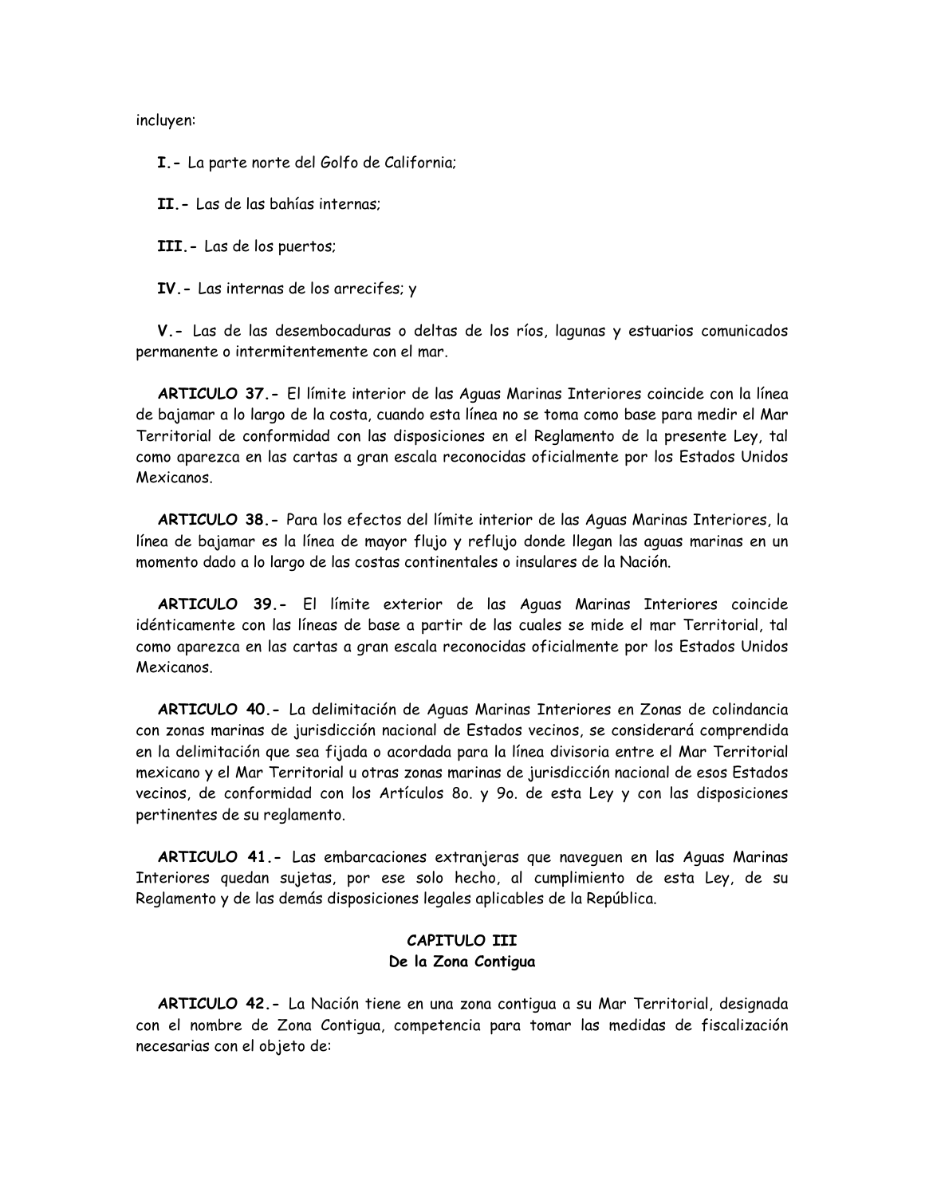incluyen:

**I.-** La parte norte del Golfo de California;

**II.-** Las de las bahías internas;

**III.-** Las de los puertos;

**IV.-** Las internas de los arrecifes; y

**V.-** Las de las desembocaduras o deltas de los ríos, lagunas y estuarios comunicados permanente o intermitentemente con el mar.

**ARTICULO 37.-** El límite interior de las Aguas Marinas Interiores coincide con la línea de bajamar a lo largo de la costa, cuando esta línea no se toma como base para medir el Mar Territorial de conformidad con las disposiciones en el Reglamento de la presente Ley, tal como aparezca en las cartas a gran escala reconocidas oficialmente por los Estados Unidos Mexicanos.

**ARTICULO 38.-** Para los efectos del límite interior de las Aguas Marinas Interiores, la línea de bajamar es la línea de mayor flujo y reflujo donde llegan las aguas marinas en un momento dado a lo largo de las costas continentales o insulares de la Nación.

**ARTICULO 39.-** El límite exterior de las Aguas Marinas Interiores coincide idénticamente con las líneas de base a partir de las cuales se mide el mar Territorial, tal como aparezca en las cartas a gran escala reconocidas oficialmente por los Estados Unidos Mexicanos.

**ARTICULO 40.-** La delimitación de Aguas Marinas Interiores en Zonas de colindancia con zonas marinas de jurisdicción nacional de Estados vecinos, se considerará comprendida en la delimitación que sea fijada o acordada para la línea divisoria entre el Mar Territorial mexicano y el Mar Territorial u otras zonas marinas de jurisdicción nacional de esos Estados vecinos, de conformidad con los Artículos 8o. y 9o. de esta Ley y con las disposiciones pertinentes de su reglamento.

**ARTICULO 41.-** Las embarcaciones extranjeras que naveguen en las Aguas Marinas Interiores quedan sujetas, por ese solo hecho, al cumplimiento de esta Ley, de su Reglamento y de las demás disposiciones legales aplicables de la República.

## CAPITULO III
## De la Zona Contigua

**ARTICULO 42.-** La Nación tiene en una zona contigua a su Mar Territorial, designada con el nombre de Zona Contigua, competencia para tomar las medidas de fiscalización necesarias con el objeto de: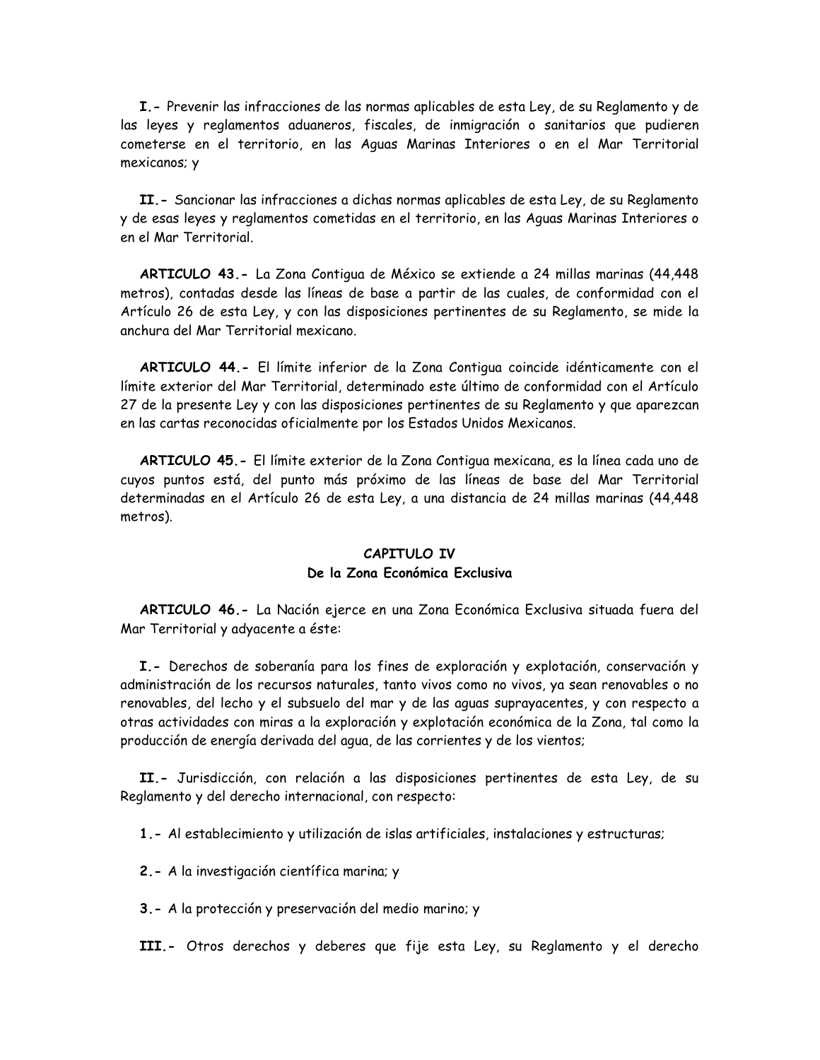**I.-** Prevenir las infracciones de las normas aplicables de esta Ley, de su Reglamento y de las leyes y reglamentos aduaneros, fiscales, de inmigración o sanitarios que pudieren cometerse en el territorio, en las Aguas Marinas Interiores o en el Mar Territorial mexicanos; y

**II.-** Sancionar las infracciones a dichas normas aplicables de esta Ley, de su Reglamento y de esas leyes y reglamentos cometidas en el territorio, en las Aguas Marinas Interiores o en el Mar Territorial.

**ARTICULO 43.-** La Zona Contigua de México se extiende a 24 millas marinas (44,448 metros), contadas desde las líneas de base a partir de las cuales, de conformidad con el Artículo 26 de esta Ley, y con las disposiciones pertinentes de su Reglamento, se mide la anchura del Mar Territorial mexicano.

**ARTICULO 44.-** El límite inferior de la Zona Contigua coincide idénticamente con el límite exterior del Mar Territorial, determinado este último de conformidad con el Artículo 27 de la presente Ley y con las disposiciones pertinentes de su Reglamento y que aparezcan en las cartas reconocidas oficialmente por los Estados Unidos Mexicanos.

**ARTICULO 45.-** El límite exterior de la Zona Contigua mexicana, es la línea cada uno de cuyos puntos está, del punto más próximo de las líneas de base del Mar Territorial determinadas en el Artículo 26 de esta Ley, a una distancia de 24 millas marinas (44,448 metros).

## CAPITULO IV
## De la Zona Económica Exclusiva

**ARTICULO 46.-** La Nación ejerce en una Zona Económica Exclusiva situada fuera del Mar Territorial y adyacente a éste:

**I.-** Derechos de soberanía para los fines de exploración y explotación, conservación y administración de los recursos naturales, tanto vivos como no vivos, ya sean renovables o no renovables, del lecho y el subsuelo del mar y de las aguas suprayacentes, y con respecto a otras actividades con miras a la exploración y explotación económica de la Zona, tal como la producción de energía derivada del agua, de las corrientes y de los vientos;

**II.-** Jurisdicción, con relación a las disposiciones pertinentes de esta Ley, de su Reglamento y del derecho internacional, con respecto:

**1.-** Al establecimiento y utilización de islas artificiales, instalaciones y estructuras;

**2.-** A la investigación científica marina; y

**3.-** A la protección y preservación del medio marino; y

**III.-** Otros derechos y deberes que fije esta Ley, su Reglamento y el derecho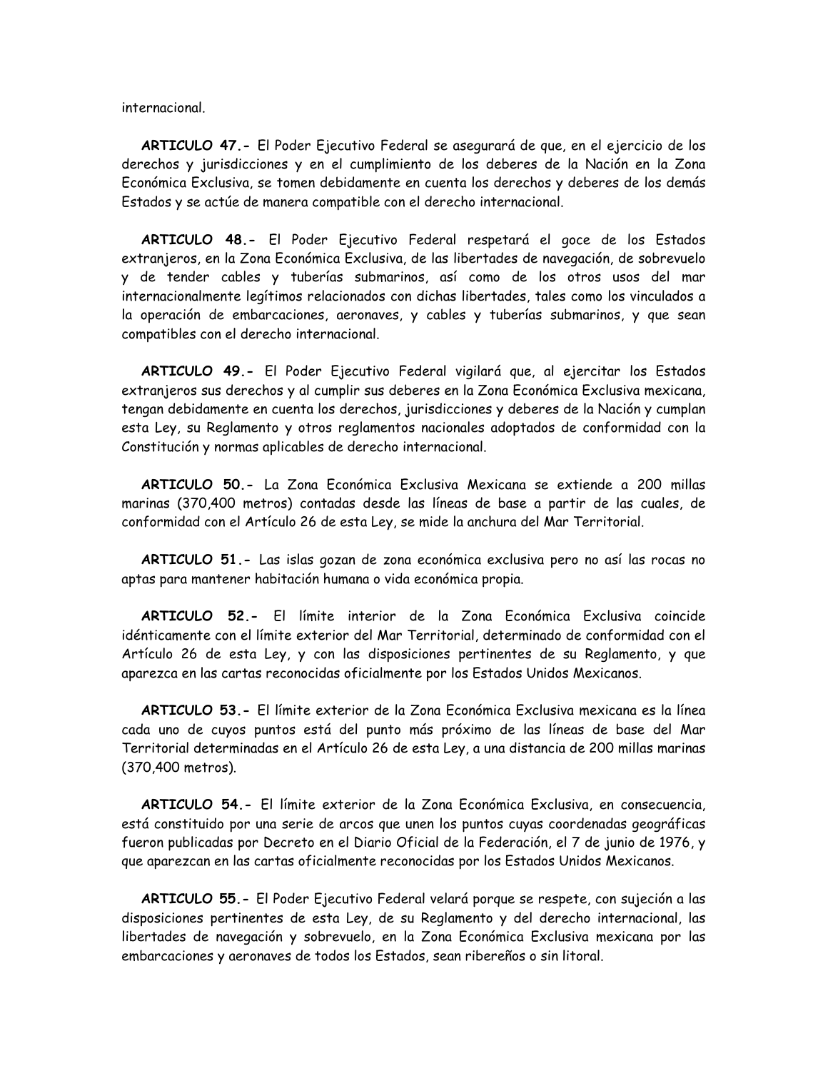internacional.

**ARTICULO 47.-** El Poder Ejecutivo Federal se asegurará de que, en el ejercicio de los derechos y jurisdicciones y en el cumplimiento de los deberes de la Nación en la Zona Económica Exclusiva, se tomen debidamente en cuenta los derechos y deberes de los demás Estados y se actúe de manera compatible con el derecho internacional.

**ARTICULO 48.-** El Poder Ejecutivo Federal respetará el goce de los Estados extranjeros, en la Zona Económica Exclusiva, de las libertades de navegación, de sobrevuelo y de tender cables y tuberías submarinos, así como de los otros usos del mar internacionalmente legítimos relacionados con dichas libertades, tales como los vinculados a la operación de embarcaciones, aeronaves, y cables y tuberías submarinos, y que sean compatibles con el derecho internacional.

**ARTICULO 49.-** El Poder Ejecutivo Federal vigilará que, al ejercitar los Estados extranjeros sus derechos y al cumplir sus deberes en la Zona Económica Exclusiva mexicana, tengan debidamente en cuenta los derechos, jurisdicciones y deberes de la Nación y cumplan esta Ley, su Reglamento y otros reglamentos nacionales adoptados de conformidad con la Constitución y normas aplicables de derecho internacional.

**ARTICULO 50.-** La Zona Económica Exclusiva Mexicana se extiende a 200 millas marinas (370,400 metros) contadas desde las líneas de base a partir de las cuales, de conformidad con el Artículo 26 de esta Ley, se mide la anchura del Mar Territorial.

**ARTICULO 51.-** Las islas gozan de zona económica exclusiva pero no así las rocas no aptas para mantener habitación humana o vida económica propia.

**ARTICULO 52.-** El límite interior de la Zona Económica Exclusiva coincide idénticamente con el límite exterior del Mar Territorial, determinado de conformidad con el Artículo 26 de esta Ley, y con las disposiciones pertinentes de su Reglamento, y que aparezca en las cartas reconocidas oficialmente por los Estados Unidos Mexicanos.

**ARTICULO 53.-** El límite exterior de la Zona Económica Exclusiva mexicana es la línea cada uno de cuyos puntos está del punto más próximo de las líneas de base del Mar Territorial determinadas en el Artículo 26 de esta Ley, a una distancia de 200 millas marinas (370,400 metros).

**ARTICULO 54.-** El límite exterior de la Zona Económica Exclusiva, en consecuencia, está constituido por una serie de arcos que unen los puntos cuyas coordenadas geográficas fueron publicadas por Decreto en el Diario Oficial de la Federación, el 7 de junio de 1976, y que aparezcan en las cartas oficialmente reconocidas por los Estados Unidos Mexicanos.

**ARTICULO 55.-** El Poder Ejecutivo Federal velará porque se respete, con sujeción a las disposiciones pertinentes de esta Ley, de su Reglamento y del derecho internacional, las libertades de navegación y sobrevuelo, en la Zona Económica Exclusiva mexicana por las embarcaciones y aeronaves de todos los Estados, sean ribereños o sin litoral.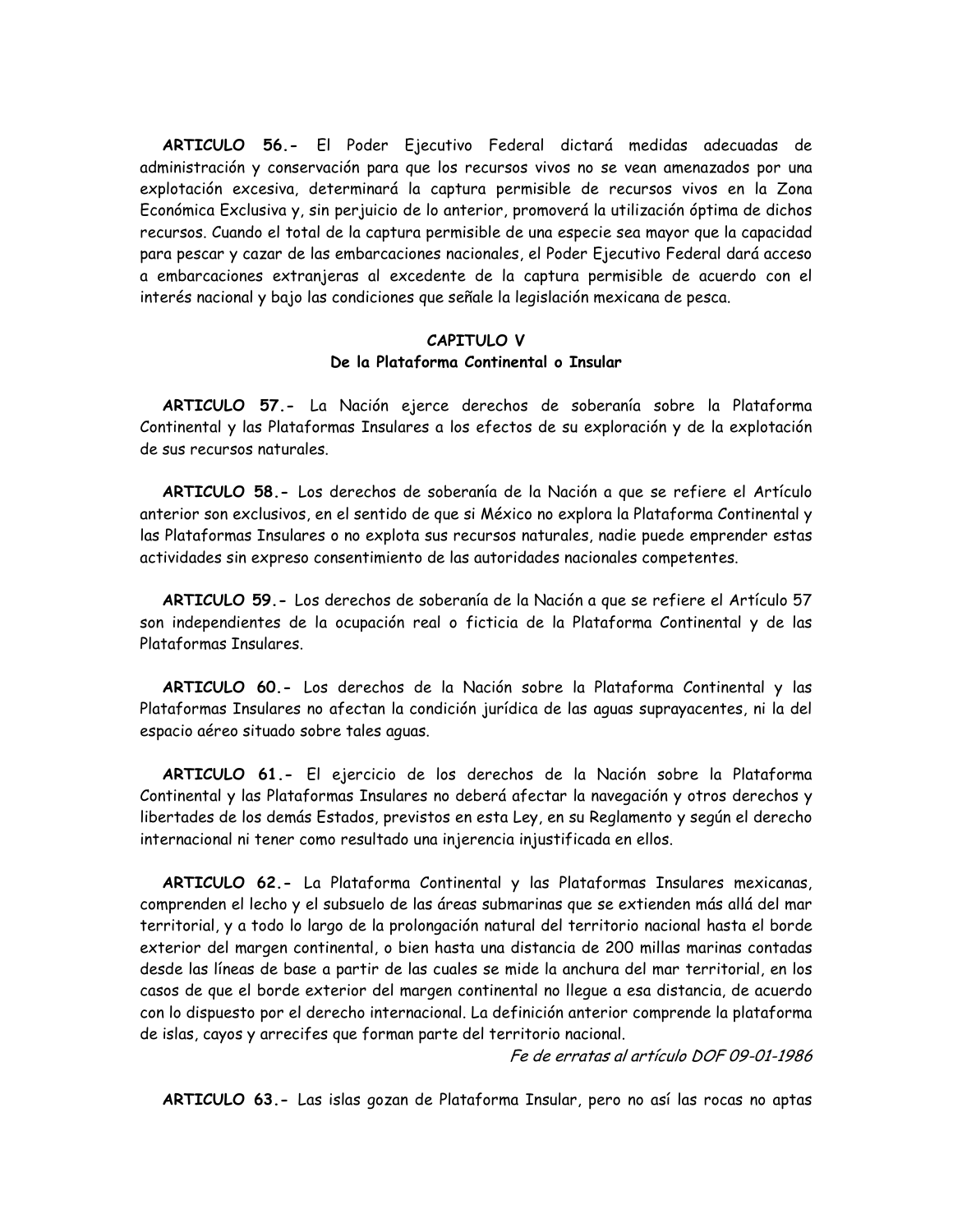**ARTICULO 56.-** El Poder Ejecutivo Federal dictará medidas adecuadas de administración y conservación para que los recursos vivos no se vean amenazados por una explotación excesiva, determinará la captura permisible de recursos vivos en la Zona Económica Exclusiva y, sin perjuicio de lo anterior, promoverá la utilización óptima de dichos recursos. Cuando el total de la captura permisible de una especie sea mayor que la capacidad para pescar y cazar de las embarcaciones nacionales, el Poder Ejecutivo Federal dará acceso a embarcaciones extranjeras al excedente de la captura permisible de acuerdo con el interés nacional y bajo las condiciones que señale la legislación mexicana de pesca.

## CAPITULO V
## De la Plataforma Continental o Insular

**ARTICULO 57.-** La Nación ejerce derechos de soberanía sobre la Plataforma Continental y las Plataformas Insulares a los efectos de su exploración y de la explotación de sus recursos naturales.

**ARTICULO 58.-** Los derechos de soberanía de la Nación a que se refiere el Artículo anterior son exclusivos, en el sentido de que si México no explora la Plataforma Continental y las Plataformas Insulares o no explota sus recursos naturales, nadie puede emprender estas actividades sin expreso consentimiento de las autoridades nacionales competentes.

**ARTICULO 59.-** Los derechos de soberanía de la Nación a que se refiere el Artículo 57 son independientes de la ocupación real o ficticia de la Plataforma Continental y de las Plataformas Insulares.

**ARTICULO 60.-** Los derechos de la Nación sobre la Plataforma Continental y las Plataformas Insulares no afectan la condición jurídica de las aguas suprayacentes, ni la del espacio aéreo situado sobre tales aguas.

**ARTICULO 61.-** El ejercicio de los derechos de la Nación sobre la Plataforma Continental y las Plataformas Insulares no deberá afectar la navegación y otros derechos y libertades de los demás Estados, previstos en esta Ley, en su Reglamento y según el derecho internacional ni tener como resultado una injerencia injustificada en ellos.

**ARTICULO 62.-** La Plataforma Continental y las Plataformas Insulares mexicanas, comprenden el lecho y el subsuelo de las áreas submarinas que se extienden más allá del mar territorial, y a todo lo largo de la prolongación natural del territorio nacional hasta el borde exterior del margen continental, o bien hasta una distancia de 200 millas marinas contadas desde las líneas de base a partir de las cuales se mide la anchura del mar territorial, en los casos de que el borde exterior del margen continental no llegue a esa distancia, de acuerdo con lo dispuesto por el derecho internacional. La definición anterior comprende la plataforma de islas, cayos y arrecifes que forman parte del territorio nacional.

*Fe de erratas al artículo DOF 09-01-1986*

**ARTICULO 63.-** Las islas gozan de Plataforma Insular, pero no así las rocas no aptas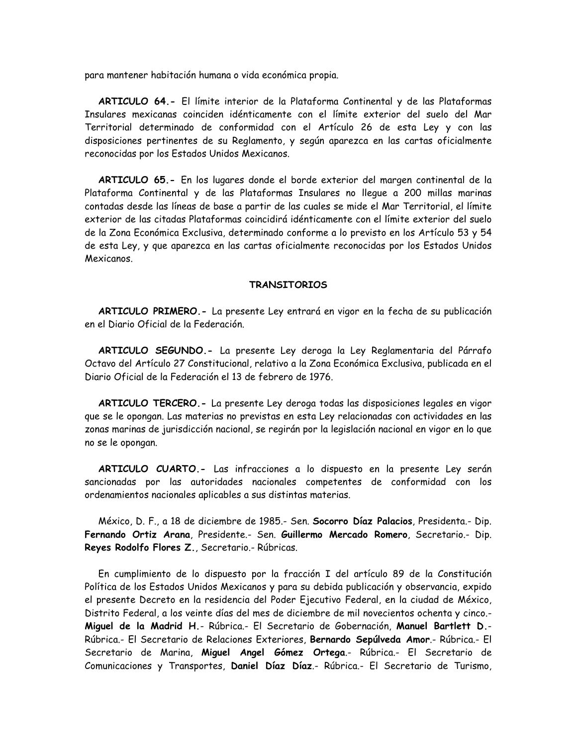para mantener habitación humana o vida económica propia.

**ARTICULO 64.-** El límite interior de la Plataforma Continental y de las Plataformas Insulares mexicanas coinciden idénticamente con el límite exterior del suelo del Mar Territorial determinado de conformidad con el Artículo 26 de esta Ley y con las disposiciones pertinentes de su Reglamento, y según aparezca en las cartas oficialmente reconocidas por los Estados Unidos Mexicanos.

**ARTICULO 65.-** En los lugares donde el borde exterior del margen continental de la Plataforma Continental y de las Plataformas Insulares no llegue a 200 millas marinas contadas desde las líneas de base a partir de las cuales se mide el Mar Territorial, el límite exterior de las citadas Plataformas coincidirá idénticamente con el límite exterior del suelo de la Zona Económica Exclusiva, determinado conforme a lo previsto en los Artículo 53 y 54 de esta Ley, y que aparezca en las cartas oficialmente reconocidas por los Estados Unidos Mexicanos.

**TRANSITORIOS**

**ARTICULO PRIMERO.-** La presente Ley entrará en vigor en la fecha de su publicación en el Diario Oficial de la Federación.

**ARTICULO SEGUNDO.-** La presente Ley deroga la Ley Reglamentaria del Párrafo Octavo del Artículo 27 Constitucional, relativo a la Zona Económica Exclusiva, publicada en el Diario Oficial de la Federación el 13 de febrero de 1976.

**ARTICULO TERCERO.-** La presente Ley deroga todas las disposiciones legales en vigor que se le opongan. Las materias no previstas en esta Ley relacionadas con actividades en las zonas marinas de jurisdicción nacional, se regirán por la legislación nacional en vigor en lo que no se le opongan.

**ARTICULO CUARTO.-** Las infracciones a lo dispuesto en la presente Ley serán sancionadas por las autoridades nacionales competentes de conformidad con los ordenamientos nacionales aplicables a sus distintas materias.

México, D. F., a 18 de diciembre de 1985.- Sen. **Socorro Díaz Palacios**, Presidenta.- Dip. **Fernando Ortiz Arana**, Presidente.- Sen. **Guillermo Mercado Romero**, Secretario.- Dip. **Reyes Rodolfo Flores Z.**, Secretario.- Rúbricas.

En cumplimiento de lo dispuesto por la fracción I del artículo 89 de la Constitución Política de los Estados Unidos Mexicanos y para su debida publicación y observancia, expido el presente Decreto en la residencia del Poder Ejecutivo Federal, en la ciudad de México, Distrito Federal, a los veinte días del mes de diciembre de mil novecientos ochenta y cinco.- **Miguel de la Madrid H.**- Rúbrica.- El Secretario de Gobernación, **Manuel Bartlett D.**- Rúbrica.- El Secretario de Relaciones Exteriores, **Bernardo Sepúlveda Amor**.- Rúbrica.- El Secretario de Marina, **Miguel Angel Gómez Ortega**.- Rúbrica.- El Secretario de Comunicaciones y Transportes, **Daniel Díaz Díaz**.- Rúbrica.- El Secretario de Turismo,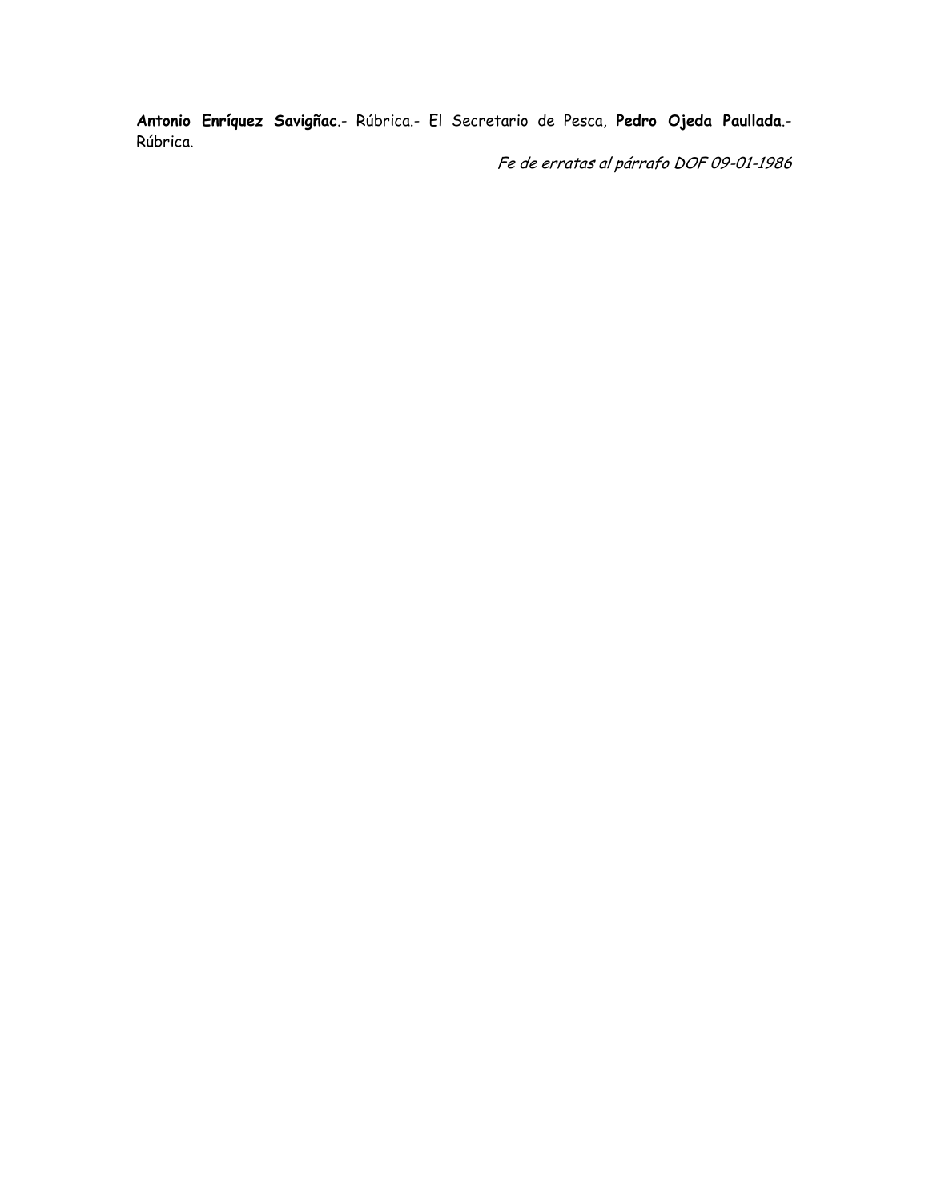**Antonio Enríquez Savigñac**.- Rúbrica.- El Secretario de Pesca, **Pedro Ojeda Paullada**.- Rúbrica.

*Fe de erratas al párrafo DOF 09-01-1986*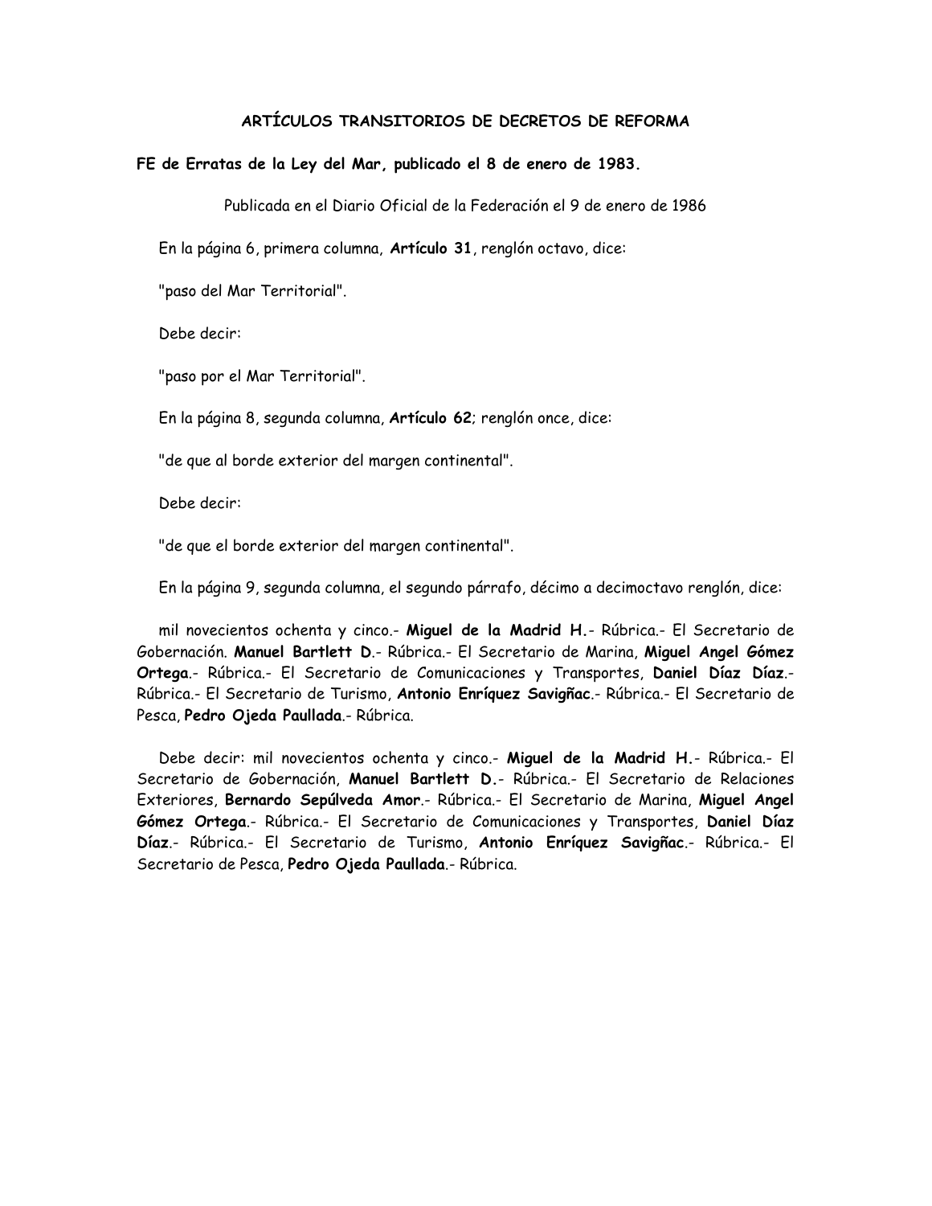## ARTÍCULOS TRANSITORIOS DE DECRETOS DE REFORMA

**FE de Erratas de la Ley del Mar, publicado el 8 de enero de 1983.**

Publicada en el Diario Oficial de la Federación el 9 de enero de 1986

En la página 6, primera columna, **Artículo 31**, renglón octavo, dice:

"paso del Mar Territorial".

Debe decir:

"paso por el Mar Territorial".

En la página 8, segunda columna, **Artículo 62**; renglón once, dice:

"de que al borde exterior del margen continental".

Debe decir:

"de que el borde exterior del margen continental".

En la página 9, segunda columna, el segundo párrafo, décimo a decimoctavo renglón, dice:

mil novecientos ochenta y cinco.- **Miguel de la Madrid H.**- Rúbrica.- El Secretario de Gobernación. **Manuel Bartlett D.**- Rúbrica.- El Secretario de Marina, **Miguel Angel Gómez Ortega**.- Rúbrica.- El Secretario de Comunicaciones y Transportes, **Daniel Díaz Díaz**.- Rúbrica.- El Secretario de Turismo, **Antonio Enríquez Savigñac**.- Rúbrica.- El Secretario de Pesca, **Pedro Ojeda Paullada**.- Rúbrica.

Debe decir: mil novecientos ochenta y cinco.- **Miguel de la Madrid H.**- Rúbrica.- El Secretario de Gobernación, **Manuel Bartlett D.**- Rúbrica.- El Secretario de Relaciones Exteriores, **Bernardo Sepúlveda Amor**.- Rúbrica.- El Secretario de Marina, **Miguel Angel Gómez Ortega**.- Rúbrica.- El Secretario de Comunicaciones y Transportes, **Daniel Díaz Díaz**.- Rúbrica.- El Secretario de Turismo, **Antonio Enríquez Savigñac**.- Rúbrica.- El Secretario de Pesca, **Pedro Ojeda Paullada**.- Rúbrica.